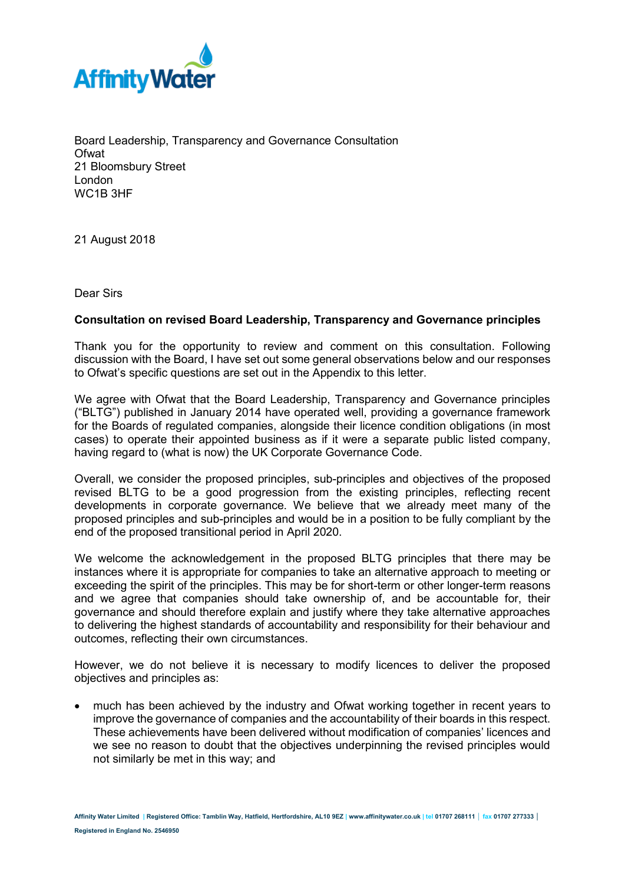Board Leadership, Transparency and Governance Consultation
Ofwat
21 Bloomsbury Street
London
WC1B 3HF

21 August 2018

Dear Sirs

**Consultation on revised Board Leadership, Transparency and Governance principles**

Thank you for the opportunity to review and comment on this consultation. Following discussion with the Board, I have set out some general observations below and our responses to Ofwat's specific questions are set out in the Appendix to this letter.

We agree with Ofwat that the Board Leadership, Transparency and Governance principles ("BLTG") published in January 2014 have operated well, providing a governance framework for the Boards of regulated companies, alongside their licence condition obligations (in most cases) to operate their appointed business as if it were a separate public listed company, having regard to (what is now) the UK Corporate Governance Code.

Overall, we consider the proposed principles, sub-principles and objectives of the proposed revised BLTG to be a good progression from the existing principles, reflecting recent developments in corporate governance. We believe that we already meet many of the proposed principles and sub-principles and would be in a position to be fully compliant by the end of the proposed transitional period in April 2020.

We welcome the acknowledgement in the proposed BLTG principles that there may be instances where it is appropriate for companies to take an alternative approach to meeting or exceeding the spirit of the principles. This may be for short-term or other longer-term reasons and we agree that companies should take ownership of, and be accountable for, their governance and should therefore explain and justify where they take alternative approaches to delivering the highest standards of accountability and responsibility for their behaviour and outcomes, reflecting their own circumstances.

However, we do not believe it is necessary to modify licences to deliver the proposed objectives and principles as:

- much has been achieved by the industry and Ofwat working together in recent years to improve the governance of companies and the accountability of their boards in this respect. These achievements have been delivered without modification of companies' licences and we see no reason to doubt that the objectives underpinning the revised principles would not similarly be met in this way; and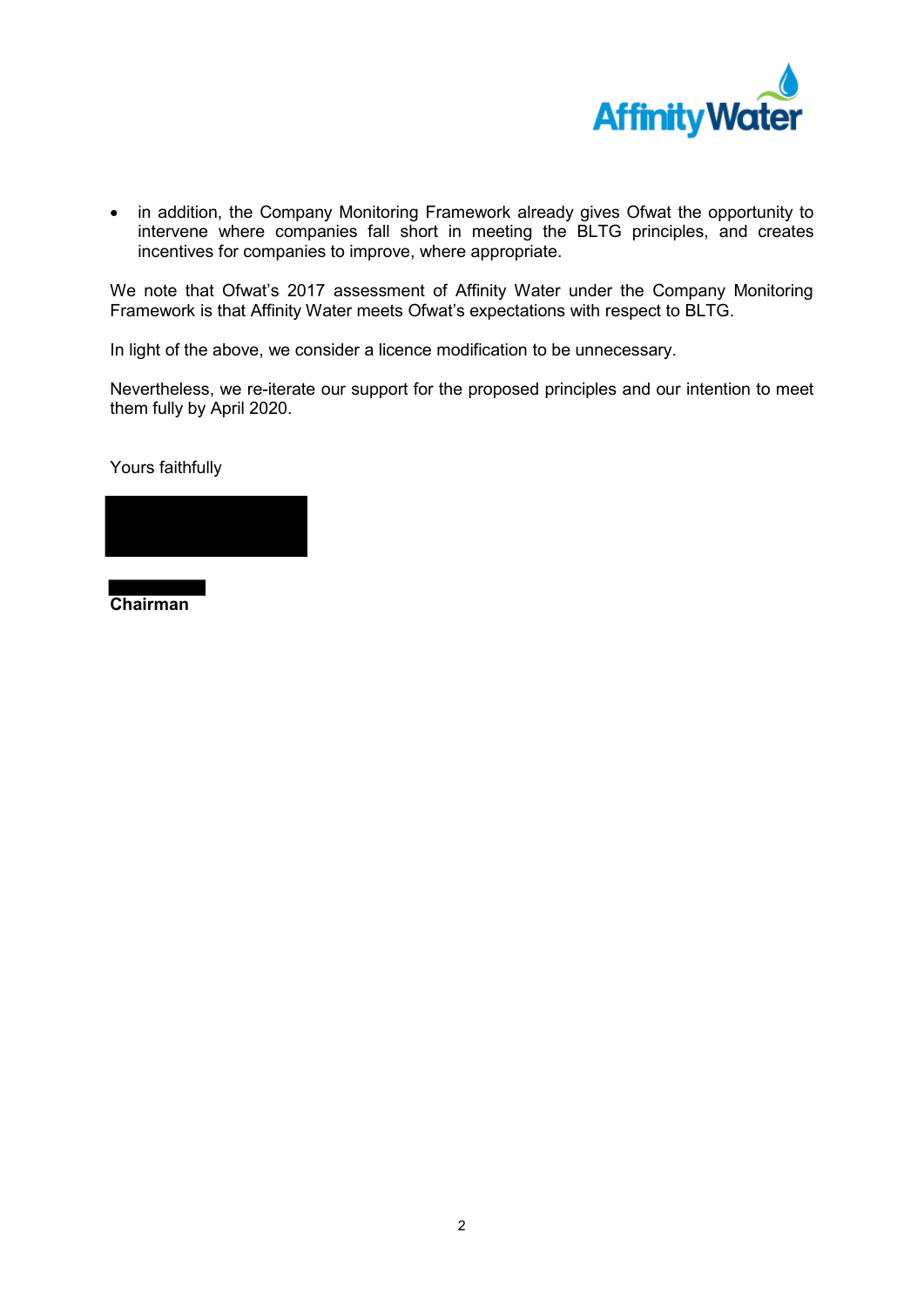- in addition, the Company Monitoring Framework already gives Ofwat the opportunity to intervene where companies fall short in meeting the BLTG principles, and creates incentives for companies to improve, where appropriate.

We note that Ofwat's 2017 assessment of Affinity Water under the Company Monitoring Framework is that Affinity Water meets Ofwat's expectations with respect to BLTG.

In light of the above, we consider a licence modification to be unnecessary.

Nevertheless, we re-iterate our support for the proposed principles and our intention to meet them fully by April 2020.

Yours faithfully

**Chairman**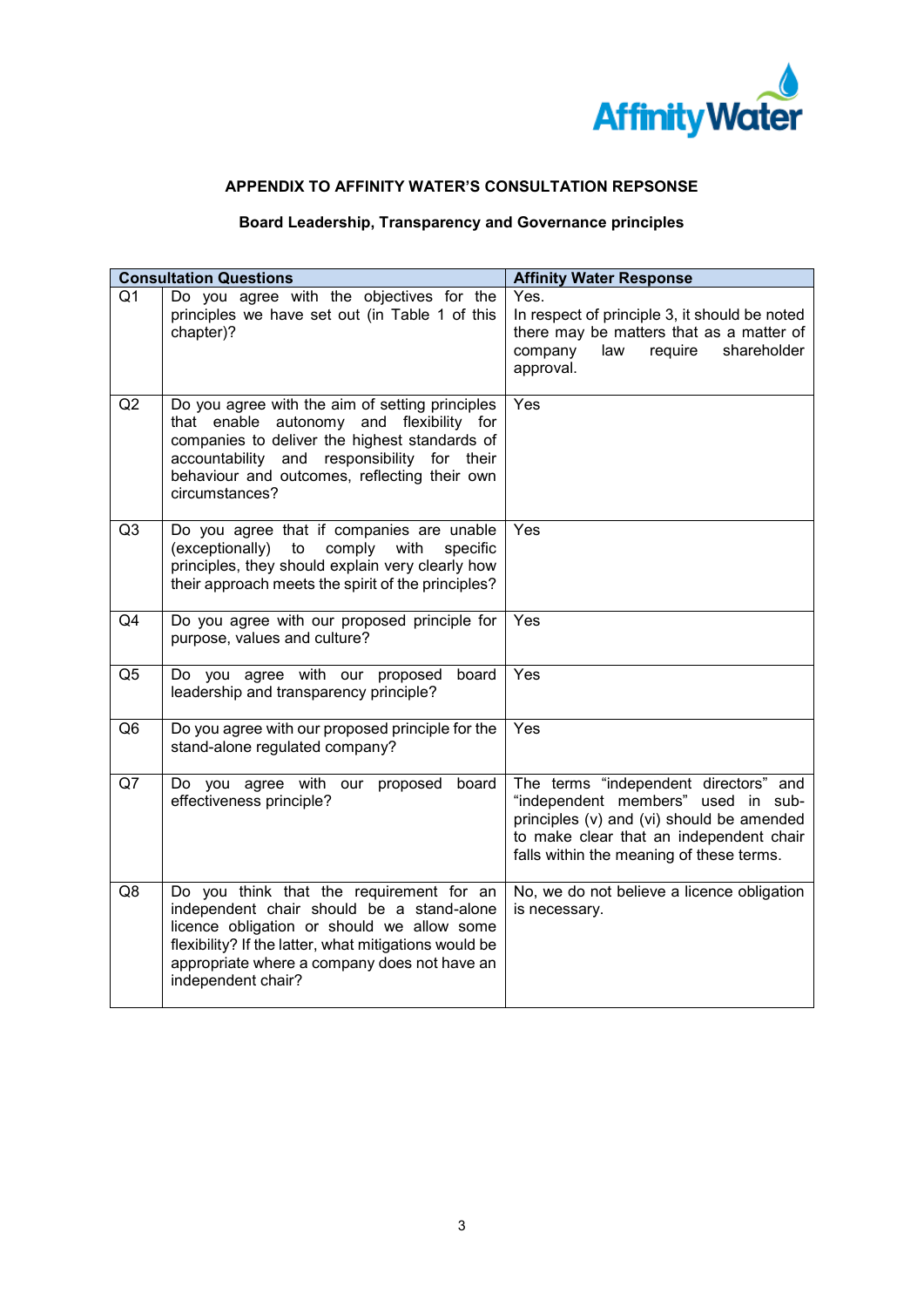## APPENDIX TO AFFINITY WATER'S CONSULTATION REPSONSE

### Board Leadership, Transparency and Governance principles

| Consultation Questions | | Affinity Water Response |
|---|---|---|
| Q1 | Do you agree with the objectives for the principles we have set out (in Table 1 of this chapter)? | Yes.<br>In respect of principle 3, it should be noted there may be matters that as a matter of company law require shareholder approval. |
| Q2 | Do you agree with the aim of setting principles that enable autonomy and flexibility for companies to deliver the highest standards of accountability and responsibility for their behaviour and outcomes, reflecting their own circumstances? | Yes |
| Q3 | Do you agree that if companies are unable (exceptionally) to comply with specific principles, they should explain very clearly how their approach meets the spirit of the principles? | Yes |
| Q4 | Do you agree with our proposed principle for purpose, values and culture? | Yes |
| Q5 | Do you agree with our proposed board leadership and transparency principle? | Yes |
| Q6 | Do you agree with our proposed principle for the stand-alone regulated company? | Yes |
| Q7 | Do you agree with our proposed board effectiveness principle? | The terms "independent directors" and "independent members" used in sub-principles (v) and (vi) should be amended to make clear that an independent chair falls within the meaning of these terms. |
| Q8 | Do you think that the requirement for an independent chair should be a stand-alone licence obligation or should we allow some flexibility? If the latter, what mitigations would be appropriate where a company does not have an independent chair? | No, we do not believe a licence obligation is necessary. |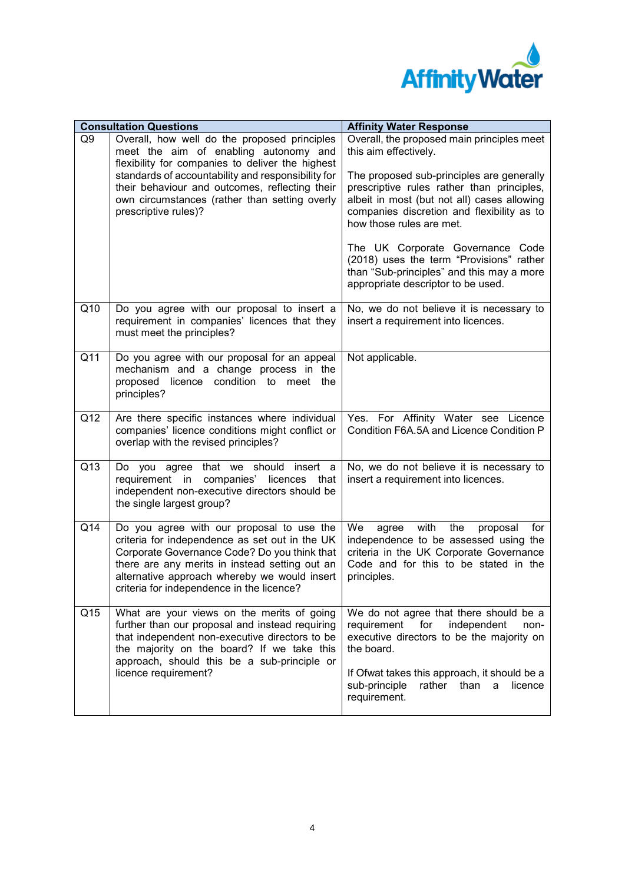| Consultation Questions | | Affinity Water Response |
|---|---|---|
| Q9 | Overall, how well do the proposed principles meet the aim of enabling autonomy and flexibility for companies to deliver the highest standards of accountability and responsibility for their behaviour and outcomes, reflecting their own circumstances (rather than setting overly prescriptive rules)? | Overall, the proposed main principles meet this aim effectively.<br><br>The proposed sub-principles are generally prescriptive rules rather than principles, albeit in most (but not all) cases allowing companies discretion and flexibility as to how those rules are met.<br><br>The UK Corporate Governance Code (2018) uses the term "Provisions" rather than "Sub-principles" and this may a more appropriate descriptor to be used. |
| Q10 | Do you agree with our proposal to insert a requirement in companies' licences that they must meet the principles? | No, we do not believe it is necessary to insert a requirement into licences. |
| Q11 | Do you agree with our proposal for an appeal mechanism and a change process in the proposed licence condition to meet the principles? | Not applicable. |
| Q12 | Are there specific instances where individual companies' licence conditions might conflict or overlap with the revised principles? | Yes. For Affinity Water see Licence Condition F6A.5A and Licence Condition P |
| Q13 | Do you agree that we should insert a requirement in companies' licences that independent non-executive directors should be the single largest group? | No, we do not believe it is necessary to insert a requirement into licences. |
| Q14 | Do you agree with our proposal to use the criteria for independence as set out in the UK Corporate Governance Code? Do you think that there are any merits in instead setting out an alternative approach whereby we would insert criteria for independence in the licence? | We agree with the proposal for independence to be assessed using the criteria in the UK Corporate Governance Code and for this to be stated in the principles. |
| Q15 | What are your views on the merits of going further than our proposal and instead requiring that independent non-executive directors to be the majority on the board? If we take this approach, should this be a sub-principle or licence requirement? | We do not agree that there should be a requirement for independent non-executive directors to be the majority on the board.<br><br>If Ofwat takes this approach, it should be a sub-principle rather than a licence requirement. |